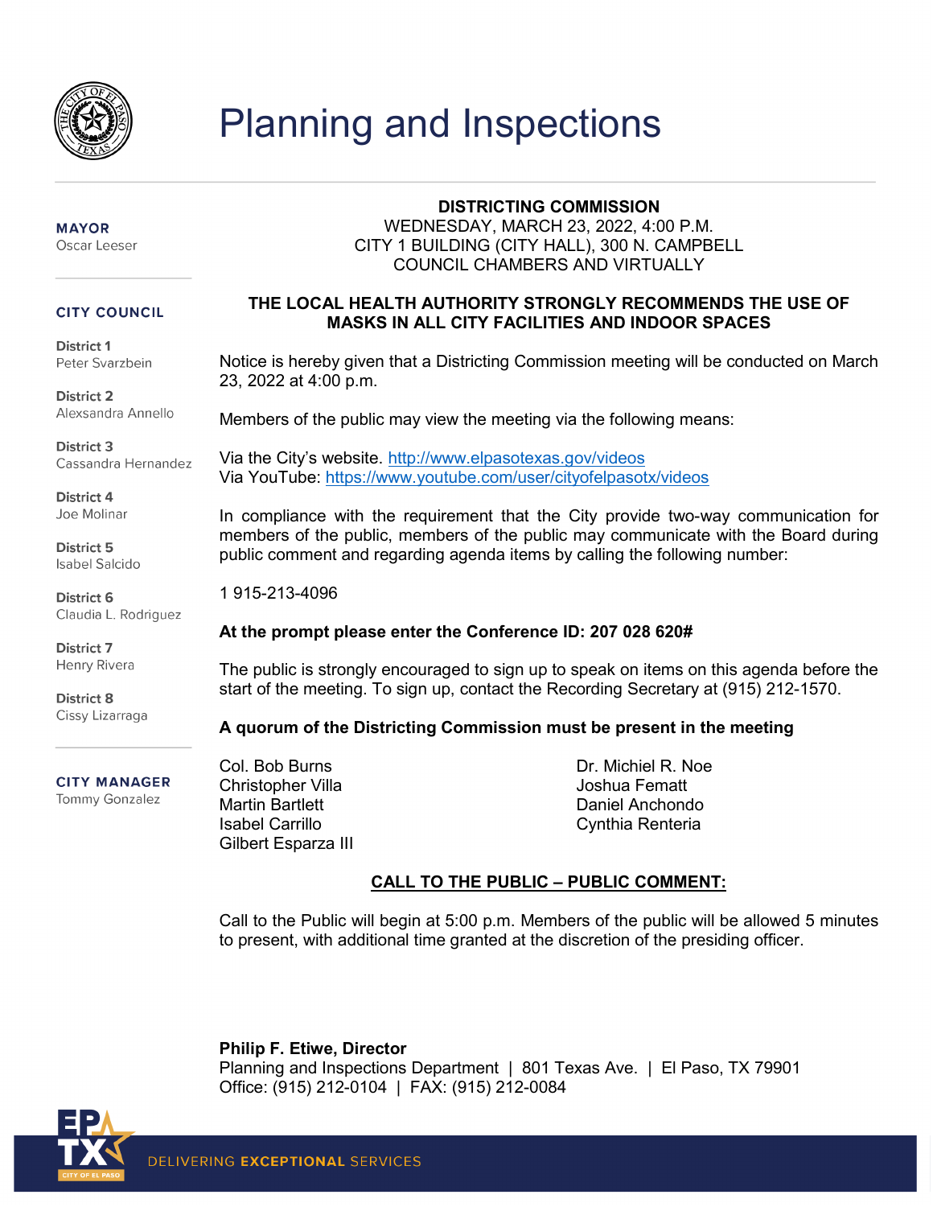# Planning and Inspections

**MAYOR**
Oscar Leeser

**CITY COUNCIL**

**District 1**
Peter Svarzbein

**District 2**
Alexsandra Annello

**District 3**
Cassandra Hernandez

**District 4**
Joe Molinar

**District 5**
Isabel Salcido

**District 6**
Claudia L. Rodriguez

**District 7**
Henry Rivera

**District 8**
Cissy Lizarraga

**CITY MANAGER**
Tommy Gonzalez

**DISTRICTING COMMISSION**
WEDNESDAY, MARCH 23, 2022, 4:00 P.M.
CITY 1 BUILDING (CITY HALL), 300 N. CAMPBELL
COUNCIL CHAMBERS AND VIRTUALLY

**THE LOCAL HEALTH AUTHORITY STRONGLY RECOMMENDS THE USE OF MASKS IN ALL CITY FACILITIES AND INDOOR SPACES**

Notice is hereby given that a Districting Commission meeting will be conducted on March 23, 2022 at 4:00 p.m.

Members of the public may view the meeting via the following means:

Via the City's website. http://www.elpasotexas.gov/videos
Via YouTube: https://www.youtube.com/user/cityofelpasotx/videos

In compliance with the requirement that the City provide two-way communication for members of the public, members of the public may communicate with the Board during public comment and regarding agenda items by calling the following number:

1 915-213-4096

**At the prompt please enter the Conference ID: 207 028 620#**

The public is strongly encouraged to sign up to speak on items on this agenda before the start of the meeting. To sign up, contact the Recording Secretary at (915) 212-1570.

**A quorum of the Districting Commission must be present in the meeting**

Col. Bob Burns
Christopher Villa
Martin Bartlett
Isabel Carrillo
Gilbert Esparza III
Dr. Michiel R. Noe
Joshua Fematt
Daniel Anchondo
Cynthia Renteria

**CALL TO THE PUBLIC – PUBLIC COMMENT:**

Call to the Public will begin at 5:00 p.m. Members of the public will be allowed 5 minutes to present, with additional time granted at the discretion of the presiding officer.

**Philip F. Etiwe, Director**
Planning and Inspections Department | 801 Texas Ave. | El Paso, TX 79901
Office: (915) 212-0104 | FAX: (915) 212-0084

DELIVERING **EXCEPTIONAL** SERVICES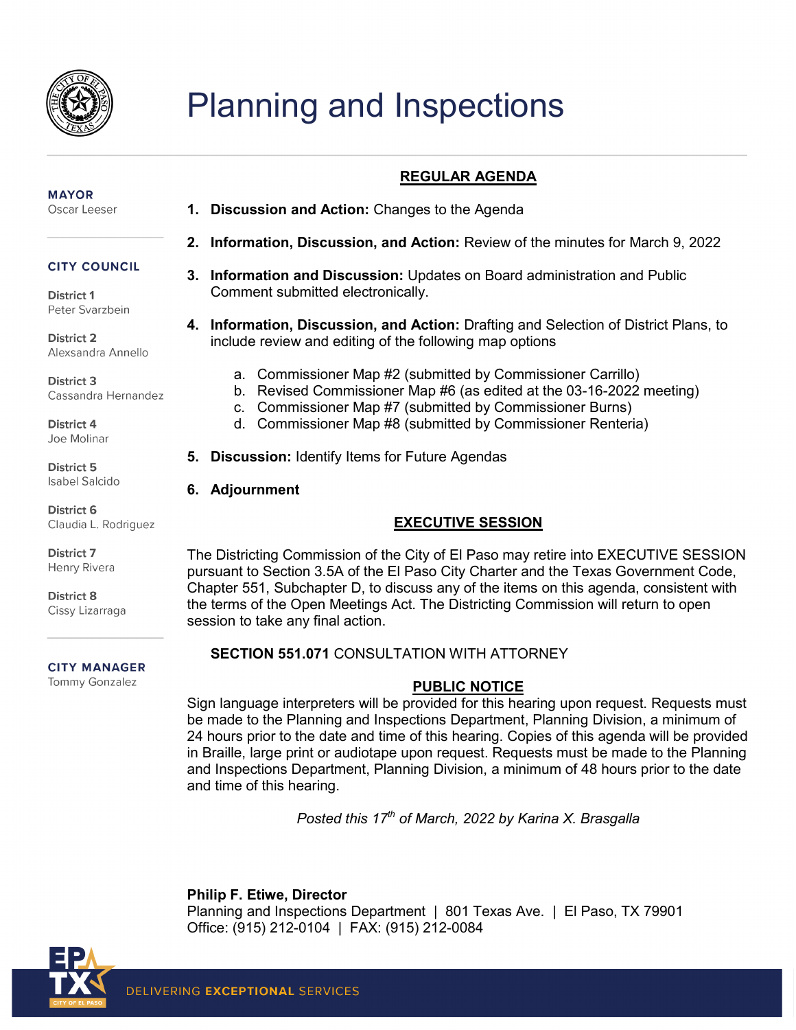# Planning and Inspections

**MAYOR**
Oscar Leeser

**CITY COUNCIL**

**District 1**
Peter Svarzbein

**District 2**
Alexsandra Annello

**District 3**
Cassandra Hernandez

**District 4**
Joe Molinar

**District 5**
Isabel Salcido

**District 6**
Claudia L. Rodriguez

**District 7**
Henry Rivera

**District 8**
Cissy Lizarraga

**CITY MANAGER**
Tommy Gonzalez

## REGULAR AGENDA

1. **Discussion and Action:** Changes to the Agenda

2. **Information, Discussion, and Action:** Review of the minutes for March 9, 2022

3. **Information and Discussion:** Updates on Board administration and Public Comment submitted electronically.

4. **Information, Discussion, and Action:** Drafting and Selection of District Plans, to include review and editing of the following map options

   a. Commissioner Map #2 (submitted by Commissioner Carrillo)
   b. Revised Commissioner Map #6 (as edited at the 03-16-2022 meeting)
   c. Commissioner Map #7 (submitted by Commissioner Burns)
   d. Commissioner Map #8 (submitted by Commissioner Renteria)

5. **Discussion:** Identify Items for Future Agendas

6. **Adjournment**

## EXECUTIVE SESSION

The Districting Commission of the City of El Paso may retire into EXECUTIVE SESSION pursuant to Section 3.5A of the El Paso City Charter and the Texas Government Code, Chapter 551, Subchapter D, to discuss any of the items on this agenda, consistent with the terms of the Open Meetings Act. The Districting Commission will return to open session to take any final action.

**SECTION 551.071** CONSULTATION WITH ATTORNEY

## PUBLIC NOTICE

Sign language interpreters will be provided for this hearing upon request. Requests must be made to the Planning and Inspections Department, Planning Division, a minimum of 24 hours prior to the date and time of this hearing. Copies of this agenda will be provided in Braille, large print or audiotape upon request. Requests must be made to the Planning and Inspections Department, Planning Division, a minimum of 48 hours prior to the date and time of this hearing.

*Posted this 17th of March, 2022 by Karina X. Brasgalla*

**Philip F. Etiwe, Director**
Planning and Inspections Department | 801 Texas Ave. | El Paso, TX 79901
Office: (915) 212-0104 | FAX: (915) 212-0084

DELIVERING **EXCEPTIONAL** SERVICES